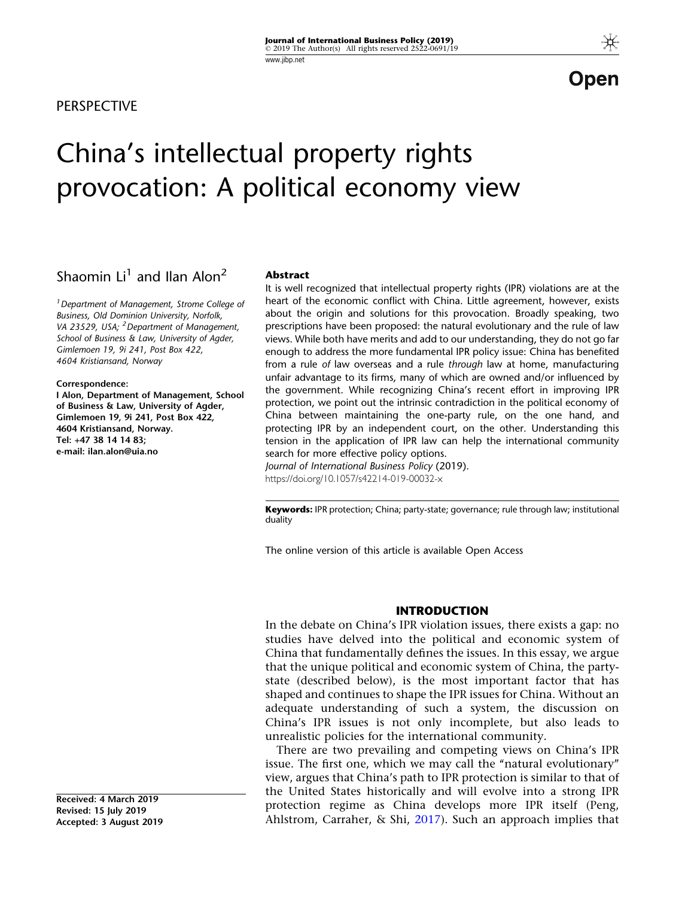PERSPECTIVE

# China's intellectual property rights provocation: A political economy view

Shaomin Li[1] and Ilan Alon[2]

[1]Department of Management, Strome College of Business, Old Dominion University, Norfolk, VA 23529, USA; [2]Department of Management, School of Business & Law, University of Agder, Gimlemoen 19, 9i 241, Post Box 422, 4604 Kristiansand, Norway

**Correspondence:**
**I Alon, Department of Management, School of Business & Law, University of Agder, Gimlemoen 19, 9i 241, Post Box 422, 4604 Kristiansand, Norway.**
**Tel: +47 38 14 14 83;**
**e-mail: ilan.alon@uia.no**

**Received: 4 March 2019**
**Revised: 15 July 2019**
**Accepted: 3 August 2019**

## Abstract

It is well recognized that intellectual property rights (IPR) violations are at the heart of the economic conflict with China. Little agreement, however, exists about the origin and solutions for this provocation. Broadly speaking, two prescriptions have been proposed: the natural evolutionary and the rule of law views. While both have merits and add to our understanding, they do not go far enough to address the more fundamental IPR policy issue: China has benefited from a rule *of* law overseas and a rule *through* law at home, manufacturing unfair advantage to its firms, many of which are owned and/or influenced by the government. While recognizing China's recent effort in improving IPR protection, we point out the intrinsic contradiction in the political economy of China between maintaining the one-party rule, on the one hand, and protecting IPR by an independent court, on the other. Understanding this tension in the application of IPR law can help the international community search for more effective policy options.

*Journal of International Business Policy* (2019).
https://doi.org/10.1057/s42214-019-00032-x

**Keywords:** IPR protection; China; party-state; governance; rule through law; institutional duality

The online version of this article is available Open Access

## INTRODUCTION

In the debate on China's IPR violation issues, there exists a gap: no studies have delved into the political and economic system of China that fundamentally defines the issues. In this essay, we argue that the unique political and economic system of China, the party-state (described below), is the most important factor that has shaped and continues to shape the IPR issues for China. Without an adequate understanding of such a system, the discussion on China's IPR issues is not only incomplete, but also leads to unrealistic policies for the international community.

There are two prevailing and competing views on China's IPR issue. The first one, which we may call the "natural evolutionary" view, argues that China's path to IPR protection is similar to that of the United States historically and will evolve into a strong IPR protection regime as China develops more IPR itself (Peng, Ahlstrom, Carraher, & Shi, 2017). Such an approach implies that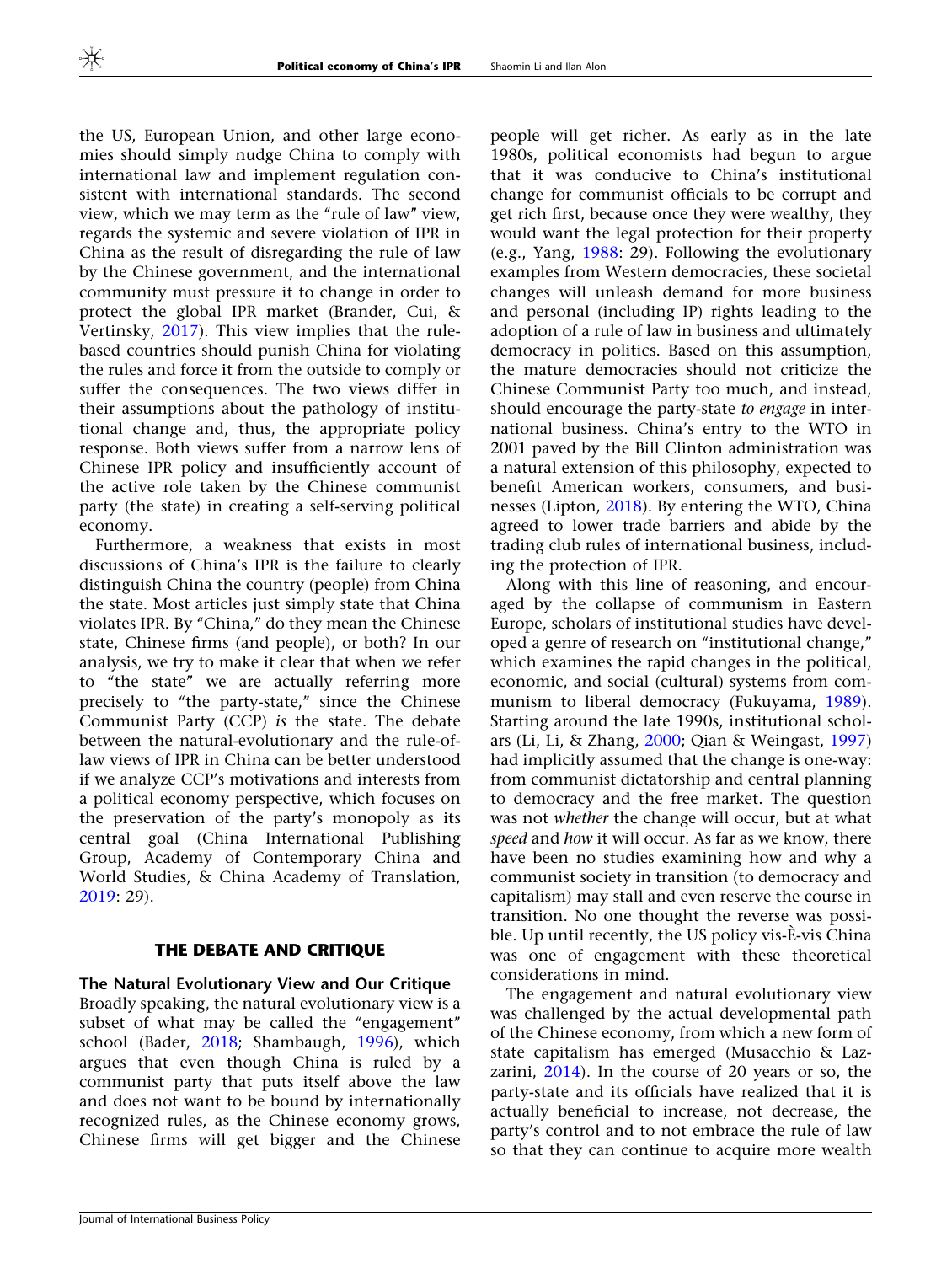the US, European Union, and other large economies should simply nudge China to comply with international law and implement regulation consistent with international standards. The second view, which we may term as the "rule of law" view, regards the systemic and severe violation of IPR in China as the result of disregarding the rule of law by the Chinese government, and the international community must pressure it to change in order to protect the global IPR market (Brander, Cui, & Vertinsky, 2017). This view implies that the rule-based countries should punish China for violating the rules and force it from the outside to comply or suffer the consequences. The two views differ in their assumptions about the pathology of institutional change and, thus, the appropriate policy response. Both views suffer from a narrow lens of Chinese IPR policy and insufficiently account of the active role taken by the Chinese communist party (the state) in creating a self-serving political economy.

Furthermore, a weakness that exists in most discussions of China's IPR is the failure to clearly distinguish China the country (people) from China the state. Most articles just simply state that China violates IPR. By "China," do they mean the Chinese state, Chinese firms (and people), or both? In our analysis, we try to make it clear that when we refer to "the state" we are actually referring more precisely to "the party-state," since the Chinese Communist Party (CCP) *is* the state. The debate between the natural-evolutionary and the rule-of-law views of IPR in China can be better understood if we analyze CCP's motivations and interests from a political economy perspective, which focuses on the preservation of the party's monopoly as its central goal (China International Publishing Group, Academy of Contemporary China and World Studies, & China Academy of Translation, 2019: 29).

## THE DEBATE AND CRITIQUE

### The Natural Evolutionary View and Our Critique

Broadly speaking, the natural evolutionary view is a subset of what may be called the "engagement" school (Bader, 2018; Shambaugh, 1996), which argues that even though China is ruled by a communist party that puts itself above the law and does not want to be bound by internationally recognized rules, as the Chinese economy grows, Chinese firms will get bigger and the Chinese people will get richer. As early as in the late 1980s, political economists had begun to argue that it was conducive to China's institutional change for communist officials to be corrupt and get rich first, because once they were wealthy, they would want the legal protection for their property (e.g., Yang, 1988: 29). Following the evolutionary examples from Western democracies, these societal changes will unleash demand for more business and personal (including IP) rights leading to the adoption of a rule of law in business and ultimately democracy in politics. Based on this assumption, the mature democracies should not criticize the Chinese Communist Party too much, and instead, should encourage the party-state *to engage* in international business. China's entry to the WTO in 2001 paved by the Bill Clinton administration was a natural extension of this philosophy, expected to benefit American workers, consumers, and businesses (Lipton, 2018). By entering the WTO, China agreed to lower trade barriers and abide by the trading club rules of international business, including the protection of IPR.

Along with this line of reasoning, and encouraged by the collapse of communism in Eastern Europe, scholars of institutional studies have developed a genre of research on "institutional change," which examines the rapid changes in the political, economic, and social (cultural) systems from communism to liberal democracy (Fukuyama, 1989). Starting around the late 1990s, institutional scholars (Li, Li, & Zhang, 2000; Qian & Weingast, 1997) had implicitly assumed that the change is one-way: from communist dictatorship and central planning to democracy and the free market. The question was not *whether* the change will occur, but at what *speed* and *how* it will occur. As far as we know, there have been no studies examining how and why a communist society in transition (to democracy and capitalism) may stall and even reserve the course in transition. No one thought the reverse was possible. Up until recently, the US policy vis-È-vis China was one of engagement with these theoretical considerations in mind.

The engagement and natural evolutionary view was challenged by the actual developmental path of the Chinese economy, from which a new form of state capitalism has emerged (Musacchio & Lazzarini, 2014). In the course of 20 years or so, the party-state and its officials have realized that it is actually beneficial to increase, not decrease, the party's control and to not embrace the rule of law so that they can continue to acquire more wealth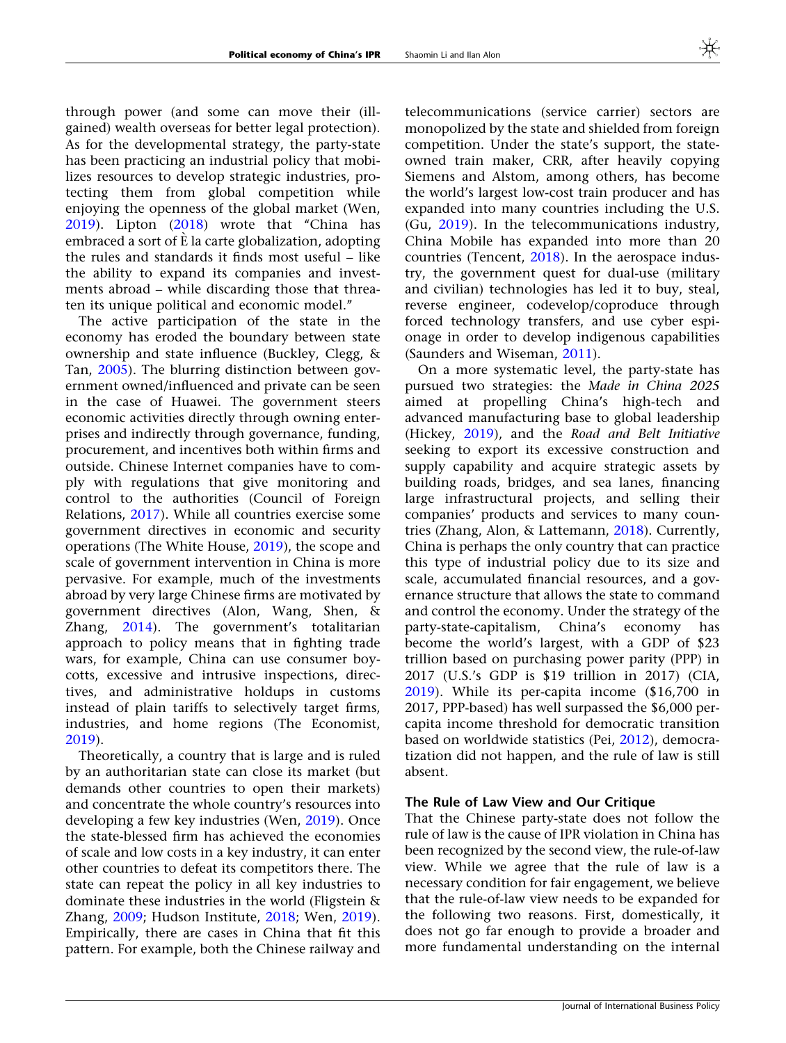through power (and some can move their (ill-gained) wealth overseas for better legal protection). As for the developmental strategy, the party-state has been practicing an industrial policy that mobilizes resources to develop strategic industries, protecting them from global competition while enjoying the openness of the global market (Wen, 2019). Lipton (2018) wrote that "China has embraced a sort of È la carte globalization, adopting the rules and standards it finds most useful – like the ability to expand its companies and investments abroad – while discarding those that threaten its unique political and economic model."

The active participation of the state in the economy has eroded the boundary between state ownership and state influence (Buckley, Clegg, & Tan, 2005). The blurring distinction between government owned/influenced and private can be seen in the case of Huawei. The government steers economic activities directly through owning enterprises and indirectly through governance, funding, procurement, and incentives both within firms and outside. Chinese Internet companies have to comply with regulations that give monitoring and control to the authorities (Council of Foreign Relations, 2017). While all countries exercise some government directives in economic and security operations (The White House, 2019), the scope and scale of government intervention in China is more pervasive. For example, much of the investments abroad by very large Chinese firms are motivated by government directives (Alon, Wang, Shen, & Zhang, 2014). The government's totalitarian approach to policy means that in fighting trade wars, for example, China can use consumer boycotts, excessive and intrusive inspections, directives, and administrative holdups in customs instead of plain tariffs to selectively target firms, industries, and home regions (The Economist, 2019).

Theoretically, a country that is large and is ruled by an authoritarian state can close its market (but demands other countries to open their markets) and concentrate the whole country's resources into developing a few key industries (Wen, 2019). Once the state-blessed firm has achieved the economies of scale and low costs in a key industry, it can enter other countries to defeat its competitors there. The state can repeat the policy in all key industries to dominate these industries in the world (Fligstein & Zhang, 2009; Hudson Institute, 2018; Wen, 2019). Empirically, there are cases in China that fit this pattern. For example, both the Chinese railway and telecommunications (service carrier) sectors are monopolized by the state and shielded from foreign competition. Under the state's support, the state-owned train maker, CRR, after heavily copying Siemens and Alstom, among others, has become the world's largest low-cost train producer and has expanded into many countries including the U.S. (Gu, 2019). In the telecommunications industry, China Mobile has expanded into more than 20 countries (Tencent, 2018). In the aerospace industry, the government quest for dual-use (military and civilian) technologies has led it to buy, steal, reverse engineer, codevelop/coproduce through forced technology transfers, and use cyber espionage in order to develop indigenous capabilities (Saunders and Wiseman, 2011).

On a more systematic level, the party-state has pursued two strategies: the *Made in China 2025* aimed at propelling China's high-tech and advanced manufacturing base to global leadership (Hickey, 2019), and the *Road and Belt Initiative* seeking to export its excessive construction and supply capability and acquire strategic assets by building roads, bridges, and sea lanes, financing large infrastructural projects, and selling their companies' products and services to many countries (Zhang, Alon, & Lattemann, 2018). Currently, China is perhaps the only country that can practice this type of industrial policy due to its size and scale, accumulated financial resources, and a governance structure that allows the state to command and control the economy. Under the strategy of the party-state-capitalism, China's economy has become the world's largest, with a GDP of $23 trillion based on purchasing power parity (PPP) in 2017 (U.S.'s GDP is $19 trillion in 2017) (CIA, 2019). While its per-capita income ($16,700 in 2017, PPP-based) has well surpassed the $6,000 per-capita income threshold for democratic transition based on worldwide statistics (Pei, 2012), democratization did not happen, and the rule of law is still absent.

## The Rule of Law View and Our Critique

That the Chinese party-state does not follow the rule of law is the cause of IPR violation in China has been recognized by the second view, the rule-of-law view. While we agree that the rule of law is a necessary condition for fair engagement, we believe that the rule-of-law view needs to be expanded for the following two reasons. First, domestically, it does not go far enough to provide a broader and more fundamental understanding on the internal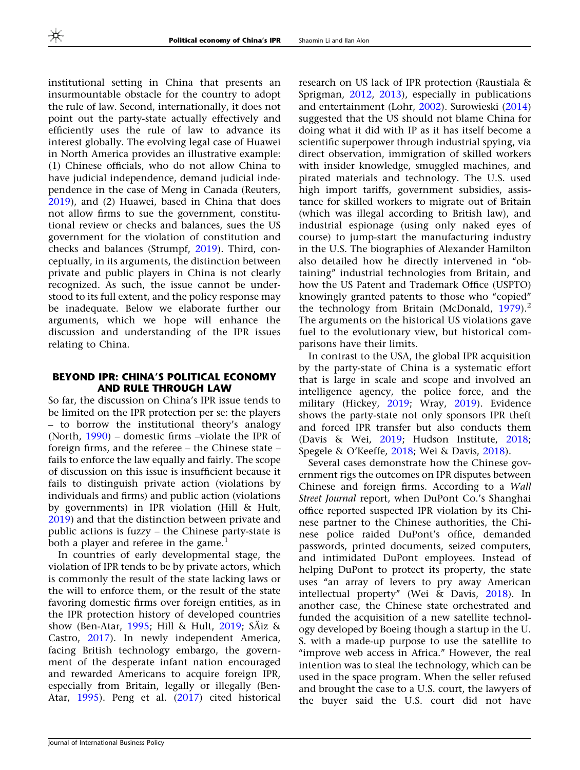institutional setting in China that presents an insurmountable obstacle for the country to adopt the rule of law. Second, internationally, it does not point out the party-state actually effectively and efficiently uses the rule of law to advance its interest globally. The evolving legal case of Huawei in North America provides an illustrative example: (1) Chinese officials, who do not allow China to have judicial independence, demand judicial independence in the case of Meng in Canada (Reuters, 2019), and (2) Huawei, based in China that does not allow firms to sue the government, constitutional review or checks and balances, sues the US government for the violation of constitution and checks and balances (Strumpf, 2019). Third, conceptually, in its arguments, the distinction between private and public players in China is not clearly recognized. As such, the issue cannot be understood to its full extent, and the policy response may be inadequate. Below we elaborate further our arguments, which we hope will enhance the discussion and understanding of the IPR issues relating to China.

## BEYOND IPR: CHINA'S POLITICAL ECONOMY AND RULE THROUGH LAW

So far, the discussion on China's IPR issue tends to be limited on the IPR protection per se: the players – to borrow the institutional theory's analogy (North, 1990) – domestic firms –violate the IPR of foreign firms, and the referee – the Chinese state – fails to enforce the law equally and fairly. The scope of discussion on this issue is insufficient because it fails to distinguish private action (violations by individuals and firms) and public action (violations by governments) in IPR violation (Hill & Hult, 2019) and that the distinction between private and public actions is fuzzy – the Chinese party-state is both a player and referee in the game.[1]

In countries of early developmental stage, the violation of IPR tends to be by private actors, which is commonly the result of the state lacking laws or the will to enforce them, or the result of the state favoring domestic firms over foreign entities, as in the IPR protection history of developed countries show (Ben-Atar, 1995; Hill & Hult, 2019; SÄiz & Castro, 2017). In newly independent America, facing British technology embargo, the government of the desperate infant nation encouraged and rewarded Americans to acquire foreign IPR, especially from Britain, legally or illegally (Ben-Atar, 1995). Peng et al. (2017) cited historical research on US lack of IPR protection (Raustiala & Sprigman, 2012, 2013), especially in publications and entertainment (Lohr, 2002). Surowieski (2014) suggested that the US should not blame China for doing what it did with IP as it has itself become a scientific superpower through industrial spying, via direct observation, immigration of skilled workers with insider knowledge, smuggled machines, and pirated materials and technology. The U.S. used high import tariffs, government subsidies, assistance for skilled workers to migrate out of Britain (which was illegal according to British law), and industrial espionage (using only naked eyes of course) to jump-start the manufacturing industry in the U.S. The biographies of Alexander Hamilton also detailed how he directly intervened in "obtaining" industrial technologies from Britain, and how the US Patent and Trademark Office (USPTO) knowingly granted patents to those who "copied" the technology from Britain (McDonald, 1979).[2] The arguments on the historical US violations gave fuel to the evolutionary view, but historical comparisons have their limits.

In contrast to the USA, the global IPR acquisition by the party-state of China is a systematic effort that is large in scale and scope and involved an intelligence agency, the police force, and the military (Hickey, 2019; Wray, 2019). Evidence shows the party-state not only sponsors IPR theft and forced IPR transfer but also conducts them (Davis & Wei, 2019; Hudson Institute, 2018; Spegele & O'Keeffe, 2018; Wei & Davis, 2018).

Several cases demonstrate how the Chinese government rigs the outcomes on IPR disputes between Chinese and foreign firms. According to a *Wall Street Journal* report, when DuPont Co.'s Shanghai office reported suspected IPR violation by its Chinese partner to the Chinese authorities, the Chinese police raided DuPont's office, demanded passwords, printed documents, seized computers, and intimidated DuPont employees. Instead of helping DuPont to protect its property, the state uses "an array of levers to pry away American intellectual property" (Wei & Davis, 2018). In another case, the Chinese state orchestrated and funded the acquisition of a new satellite technology developed by Boeing though a startup in the U.S. with a made-up purpose to use the satellite to "improve web access in Africa." However, the real intention was to steal the technology, which can be used in the space program. When the seller refused and brought the case to a U.S. court, the lawyers of the buyer said the U.S. court did not have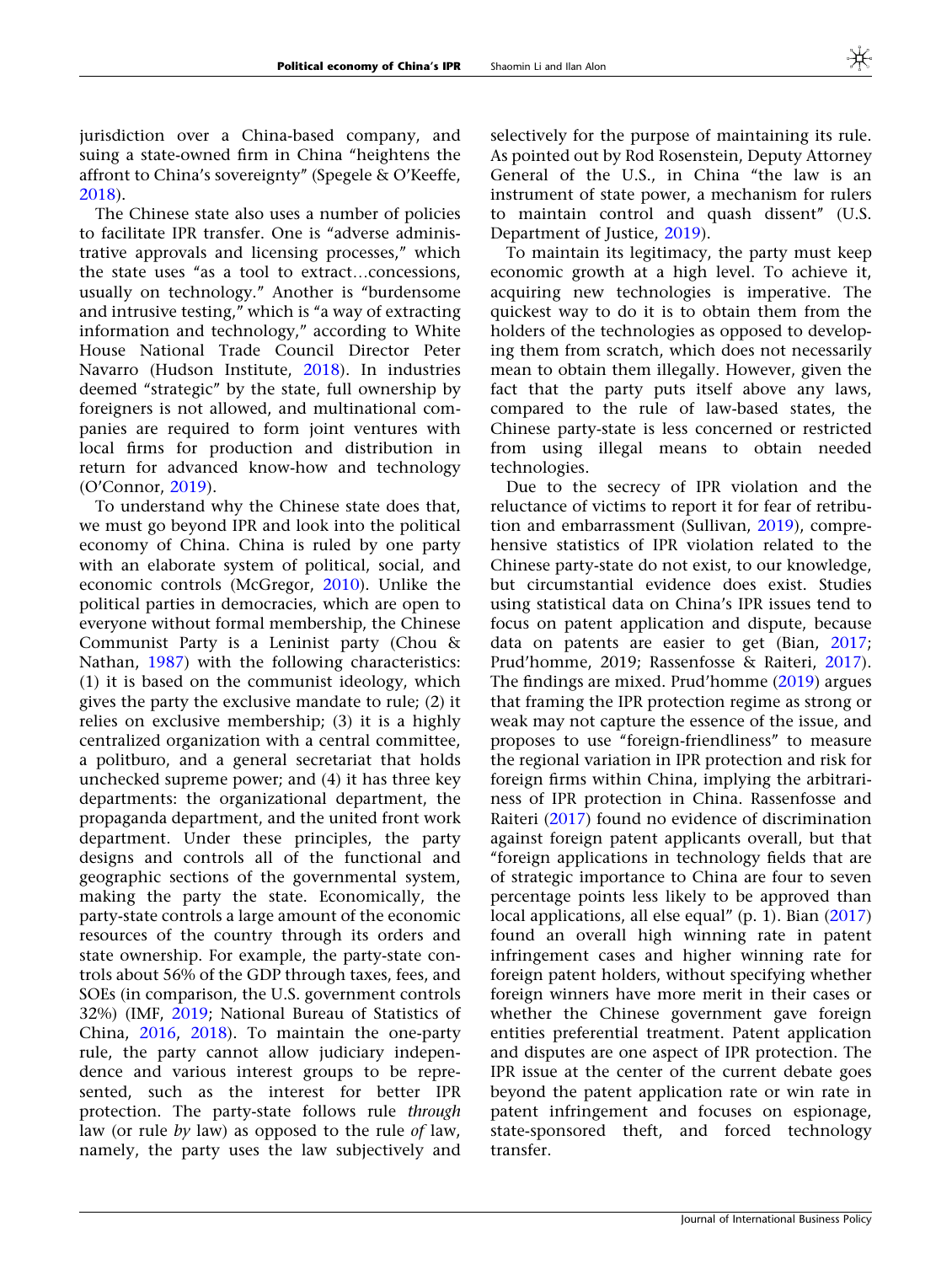jurisdiction over a China-based company, and suing a state-owned firm in China "heightens the affront to China's sovereignty" (Spegele & O'Keeffe, 2018).

The Chinese state also uses a number of policies to facilitate IPR transfer. One is "adverse administrative approvals and licensing processes," which the state uses "as a tool to extract…concessions, usually on technology." Another is "burdensome and intrusive testing," which is "a way of extracting information and technology," according to White House National Trade Council Director Peter Navarro (Hudson Institute, 2018). In industries deemed "strategic" by the state, full ownership by foreigners is not allowed, and multinational companies are required to form joint ventures with local firms for production and distribution in return for advanced know-how and technology (O'Connor, 2019).

To understand why the Chinese state does that, we must go beyond IPR and look into the political economy of China. China is ruled by one party with an elaborate system of political, social, and economic controls (McGregor, 2010). Unlike the political parties in democracies, which are open to everyone without formal membership, the Chinese Communist Party is a Leninist party (Chou & Nathan, 1987) with the following characteristics: (1) it is based on the communist ideology, which gives the party the exclusive mandate to rule; (2) it relies on exclusive membership; (3) it is a highly centralized organization with a central committee, a politburo, and a general secretariat that holds unchecked supreme power; and (4) it has three key departments: the organizational department, the propaganda department, and the united front work department. Under these principles, the party designs and controls all of the functional and geographic sections of the governmental system, making the party the state. Economically, the party-state controls a large amount of the economic resources of the country through its orders and state ownership. For example, the party-state controls about 56% of the GDP through taxes, fees, and SOEs (in comparison, the U.S. government controls 32%) (IMF, 2019; National Bureau of Statistics of China, 2016, 2018). To maintain the one-party rule, the party cannot allow judiciary independence and various interest groups to be represented, such as the interest for better IPR protection. The party-state follows rule *through* law (or rule *by* law) as opposed to the rule *of* law, namely, the party uses the law subjectively and selectively for the purpose of maintaining its rule. As pointed out by Rod Rosenstein, Deputy Attorney General of the U.S., in China "the law is an instrument of state power, a mechanism for rulers to maintain control and quash dissent" (U.S. Department of Justice, 2019).

To maintain its legitimacy, the party must keep economic growth at a high level. To achieve it, acquiring new technologies is imperative. The quickest way to do it is to obtain them from the holders of the technologies as opposed to developing them from scratch, which does not necessarily mean to obtain them illegally. However, given the fact that the party puts itself above any laws, compared to the rule of law-based states, the Chinese party-state is less concerned or restricted from using illegal means to obtain needed technologies.

Due to the secrecy of IPR violation and the reluctance of victims to report it for fear of retribution and embarrassment (Sullivan, 2019), comprehensive statistics of IPR violation related to the Chinese party-state do not exist, to our knowledge, but circumstantial evidence does exist. Studies using statistical data on China's IPR issues tend to focus on patent application and dispute, because data on patents are easier to get (Bian, 2017; Prud'homme, 2019; Rassenfosse & Raiteri, 2017). The findings are mixed. Prud'homme (2019) argues that framing the IPR protection regime as strong or weak may not capture the essence of the issue, and proposes to use "foreign-friendliness" to measure the regional variation in IPR protection and risk for foreign firms within China, implying the arbitrariness of IPR protection in China. Rassenfosse and Raiteri (2017) found no evidence of discrimination against foreign patent applicants overall, but that "foreign applications in technology fields that are of strategic importance to China are four to seven percentage points less likely to be approved than local applications, all else equal" (p. 1). Bian (2017) found an overall high winning rate in patent infringement cases and higher winning rate for foreign patent holders, without specifying whether foreign winners have more merit in their cases or whether the Chinese government gave foreign entities preferential treatment. Patent application and disputes are one aspect of IPR protection. The IPR issue at the center of the current debate goes beyond the patent application rate or win rate in patent infringement and focuses on espionage, state-sponsored theft, and forced technology transfer.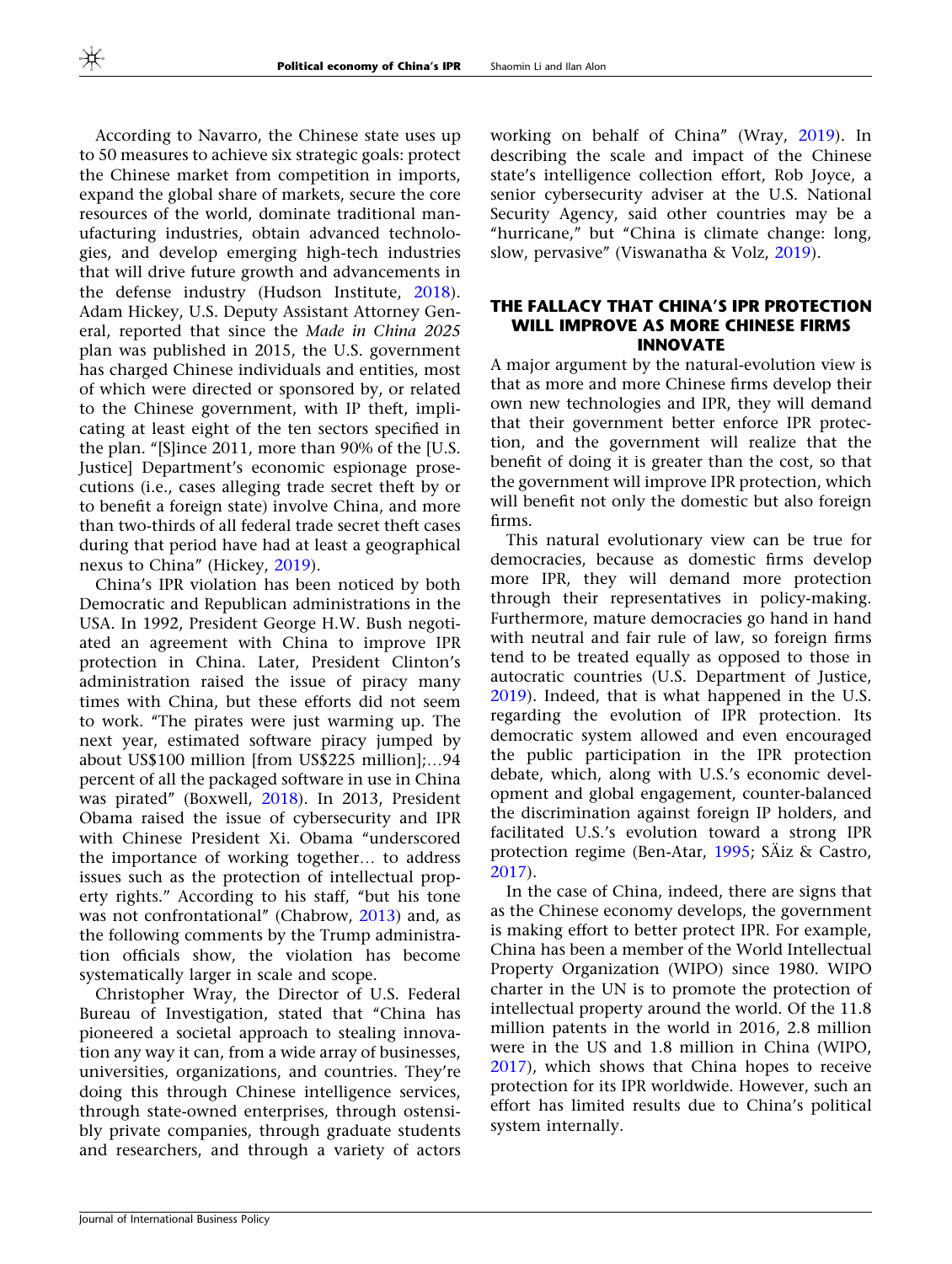According to Navarro, the Chinese state uses up to 50 measures to achieve six strategic goals: protect the Chinese market from competition in imports, expand the global share of markets, secure the core resources of the world, dominate traditional manufacturing industries, obtain advanced technologies, and develop emerging high-tech industries that will drive future growth and advancements in the defense industry (Hudson Institute, 2018). Adam Hickey, U.S. Deputy Assistant Attorney General, reported that since the *Made in China 2025* plan was published in 2015, the U.S. government has charged Chinese individuals and entities, most of which were directed or sponsored by, or related to the Chinese government, with IP theft, implicating at least eight of the ten sectors specified in the plan. "[S]ince 2011, more than 90% of the [U.S. Justice] Department's economic espionage prosecutions (i.e., cases alleging trade secret theft by or to benefit a foreign state) involve China, and more than two-thirds of all federal trade secret theft cases during that period have had at least a geographical nexus to China" (Hickey, 2019).

China's IPR violation has been noticed by both Democratic and Republican administrations in the USA. In 1992, President George H.W. Bush negotiated an agreement with China to improve IPR protection in China. Later, President Clinton's administration raised the issue of piracy many times with China, but these efforts did not seem to work. "The pirates were just warming up. The next year, estimated software piracy jumped by about US$100 million [from US$225 million];…94 percent of all the packaged software in use in China was pirated" (Boxwell, 2018). In 2013, President Obama raised the issue of cybersecurity and IPR with Chinese President Xi. Obama "underscored the importance of working together… to address issues such as the protection of intellectual property rights." According to his staff, "but his tone was not confrontational" (Chabrow, 2013) and, as the following comments by the Trump administration officials show, the violation has become systematically larger in scale and scope.

Christopher Wray, the Director of U.S. Federal Bureau of Investigation, stated that "China has pioneered a societal approach to stealing innovation any way it can, from a wide array of businesses, universities, organizations, and countries. They're doing this through Chinese intelligence services, through state-owned enterprises, through ostensibly private companies, through graduate students and researchers, and through a variety of actors working on behalf of China" (Wray, 2019). In describing the scale and impact of the Chinese state's intelligence collection effort, Rob Joyce, a senior cybersecurity adviser at the U.S. National Security Agency, said other countries may be a "hurricane," but "China is climate change: long, slow, pervasive" (Viswanatha & Volz, 2019).

## THE FALLACY THAT CHINA'S IPR PROTECTION WILL IMPROVE AS MORE CHINESE FIRMS INNOVATE

A major argument by the natural-evolution view is that as more and more Chinese firms develop their own new technologies and IPR, they will demand that their government better enforce IPR protection, and the government will realize that the benefit of doing it is greater than the cost, so that the government will improve IPR protection, which will benefit not only the domestic but also foreign firms.

This natural evolutionary view can be true for democracies, because as domestic firms develop more IPR, they will demand more protection through their representatives in policy-making. Furthermore, mature democracies go hand in hand with neutral and fair rule of law, so foreign firms tend to be treated equally as opposed to those in autocratic countries (U.S. Department of Justice, 2019). Indeed, that is what happened in the U.S. regarding the evolution of IPR protection. Its democratic system allowed and even encouraged the public participation in the IPR protection debate, which, along with U.S.'s economic development and global engagement, counter-balanced the discrimination against foreign IP holders, and facilitated U.S.'s evolution toward a strong IPR protection regime (Ben-Atar, 1995; SÄiz & Castro, 2017).

In the case of China, indeed, there are signs that as the Chinese economy develops, the government is making effort to better protect IPR. For example, China has been a member of the World Intellectual Property Organization (WIPO) since 1980. WIPO charter in the UN is to promote the protection of intellectual property around the world. Of the 11.8 million patents in the world in 2016, 2.8 million were in the US and 1.8 million in China (WIPO, 2017), which shows that China hopes to receive protection for its IPR worldwide. However, such an effort has limited results due to China's political system internally.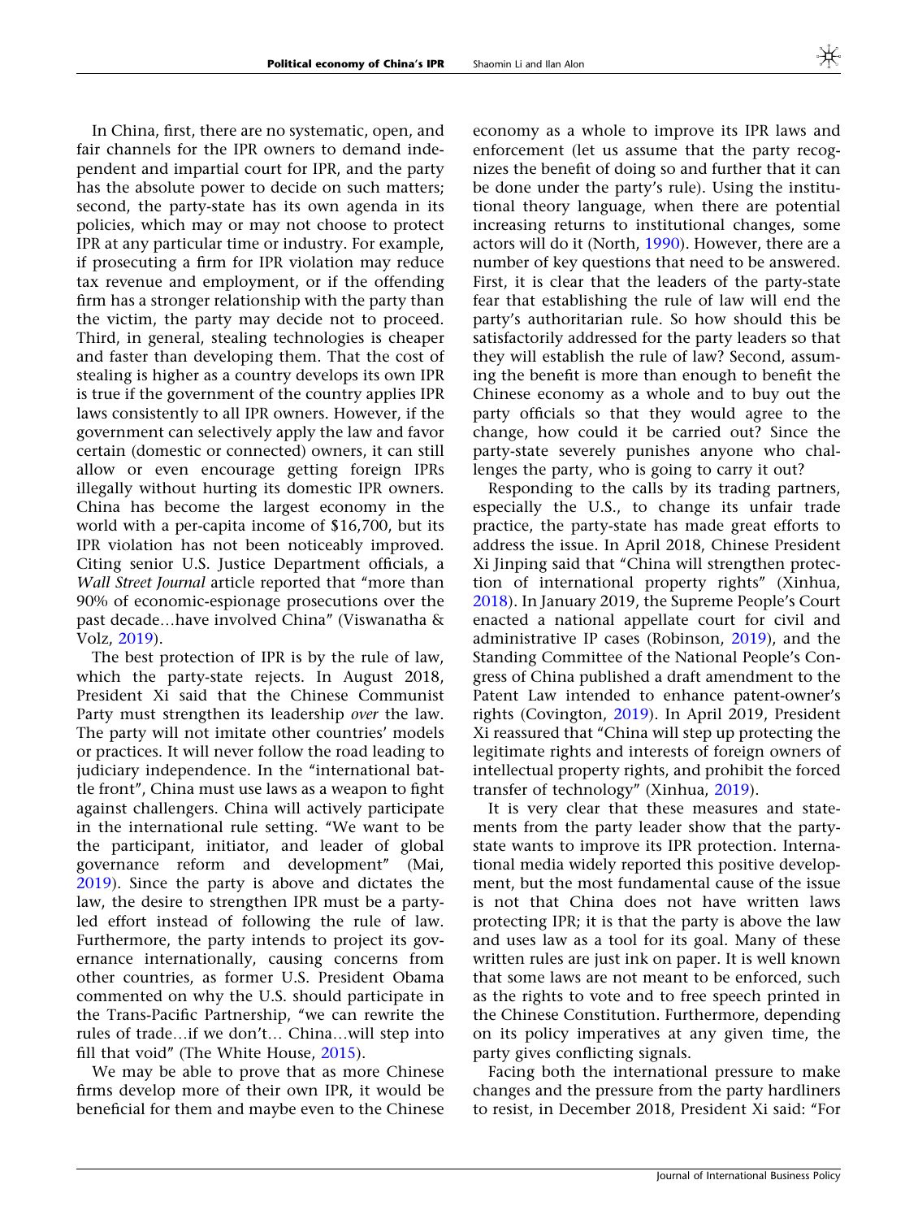In China, first, there are no systematic, open, and fair channels for the IPR owners to demand independent and impartial court for IPR, and the party has the absolute power to decide on such matters; second, the party-state has its own agenda in its policies, which may or may not choose to protect IPR at any particular time or industry. For example, if prosecuting a firm for IPR violation may reduce tax revenue and employment, or if the offending firm has a stronger relationship with the party than the victim, the party may decide not to proceed. Third, in general, stealing technologies is cheaper and faster than developing them. That the cost of stealing is higher as a country develops its own IPR is true if the government of the country applies IPR laws consistently to all IPR owners. However, if the government can selectively apply the law and favor certain (domestic or connected) owners, it can still allow or even encourage getting foreign IPRs illegally without hurting its domestic IPR owners. China has become the largest economy in the world with a per-capita income of $16,700, but its IPR violation has not been noticeably improved. Citing senior U.S. Justice Department officials, a *Wall Street Journal* article reported that "more than 90% of economic-espionage prosecutions over the past decade…have involved China" (Viswanatha & Volz, 2019).

The best protection of IPR is by the rule of law, which the party-state rejects. In August 2018, President Xi said that the Chinese Communist Party must strengthen its leadership *over* the law. The party will not imitate other countries' models or practices. It will never follow the road leading to judiciary independence. In the "international battle front", China must use laws as a weapon to fight against challengers. China will actively participate in the international rule setting. "We want to be the participant, initiator, and leader of global governance reform and development" (Mai, 2019). Since the party is above and dictates the law, the desire to strengthen IPR must be a party-led effort instead of following the rule of law. Furthermore, the party intends to project its governance internationally, causing concerns from other countries, as former U.S. President Obama commented on why the U.S. should participate in the Trans-Pacific Partnership, "we can rewrite the rules of trade…if we don't… China…will step into fill that void" (The White House, 2015).

We may be able to prove that as more Chinese firms develop more of their own IPR, it would be beneficial for them and maybe even to the Chinese economy as a whole to improve its IPR laws and enforcement (let us assume that the party recognizes the benefit of doing so and further that it can be done under the party's rule). Using the institutional theory language, when there are potential increasing returns to institutional changes, some actors will do it (North, 1990). However, there are a number of key questions that need to be answered. First, it is clear that the leaders of the party-state fear that establishing the rule of law will end the party's authoritarian rule. So how should this be satisfactorily addressed for the party leaders so that they will establish the rule of law? Second, assuming the benefit is more than enough to benefit the Chinese economy as a whole and to buy out the party officials so that they would agree to the change, how could it be carried out? Since the party-state severely punishes anyone who challenges the party, who is going to carry it out?

Responding to the calls by its trading partners, especially the U.S., to change its unfair trade practice, the party-state has made great efforts to address the issue. In April 2018, Chinese President Xi Jinping said that "China will strengthen protection of international property rights" (Xinhua, 2018). In January 2019, the Supreme People's Court enacted a national appellate court for civil and administrative IP cases (Robinson, 2019), and the Standing Committee of the National People's Congress of China published a draft amendment to the Patent Law intended to enhance patent-owner's rights (Covington, 2019). In April 2019, President Xi reassured that "China will step up protecting the legitimate rights and interests of foreign owners of intellectual property rights, and prohibit the forced transfer of technology" (Xinhua, 2019).

It is very clear that these measures and statements from the party leader show that the party-state wants to improve its IPR protection. International media widely reported this positive development, but the most fundamental cause of the issue is not that China does not have written laws protecting IPR; it is that the party is above the law and uses law as a tool for its goal. Many of these written rules are just ink on paper. It is well known that some laws are not meant to be enforced, such as the rights to vote and to free speech printed in the Chinese Constitution. Furthermore, depending on its policy imperatives at any given time, the party gives conflicting signals.

Facing both the international pressure to make changes and the pressure from the party hardliners to resist, in December 2018, President Xi said: "For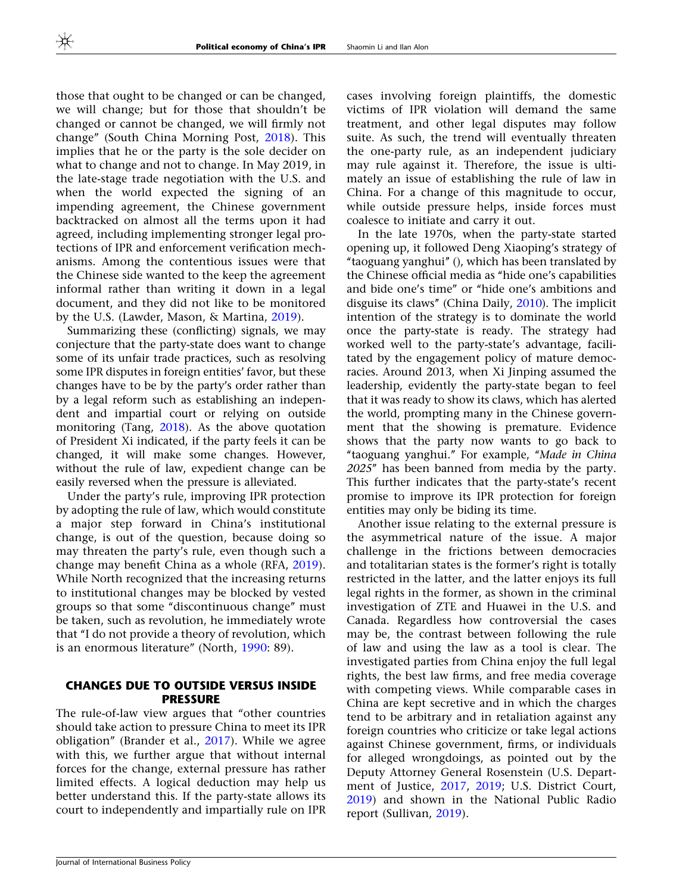those that ought to be changed or can be changed, we will change; but for those that shouldn't be changed or cannot be changed, we will firmly not change" (South China Morning Post, 2018). This implies that he or the party is the sole decider on what to change and not to change. In May 2019, in the late-stage trade negotiation with the U.S. and when the world expected the signing of an impending agreement, the Chinese government backtracked on almost all the terms upon it had agreed, including implementing stronger legal protections of IPR and enforcement verification mechanisms. Among the contentious issues were that the Chinese side wanted to the keep the agreement informal rather than writing it down in a legal document, and they did not like to be monitored by the U.S. (Lawder, Mason, & Martina, 2019).

Summarizing these (conflicting) signals, we may conjecture that the party-state does want to change some of its unfair trade practices, such as resolving some IPR disputes in foreign entities' favor, but these changes have to be by the party's order rather than by a legal reform such as establishing an independent and impartial court or relying on outside monitoring (Tang, 2018). As the above quotation of President Xi indicated, if the party feels it can be changed, it will make some changes. However, without the rule of law, expedient change can be easily reversed when the pressure is alleviated.

Under the party's rule, improving IPR protection by adopting the rule of law, which would constitute a major step forward in China's institutional change, is out of the question, because doing so may threaten the party's rule, even though such a change may benefit China as a whole (RFA, 2019). While North recognized that the increasing returns to institutional changes may be blocked by vested groups so that some "discontinuous change" must be taken, such as revolution, he immediately wrote that "I do not provide a theory of revolution, which is an enormous literature" (North, 1990: 89).

## CHANGES DUE TO OUTSIDE VERSUS INSIDE PRESSURE

The rule-of-law view argues that "other countries should take action to pressure China to meet its IPR obligation" (Brander et al., 2017). While we agree with this, we further argue that without internal forces for the change, external pressure has rather limited effects. A logical deduction may help us better understand this. If the party-state allows its court to independently and impartially rule on IPR cases involving foreign plaintiffs, the domestic victims of IPR violation will demand the same treatment, and other legal disputes may follow suite. As such, the trend will eventually threaten the one-party rule, as an independent judiciary may rule against it. Therefore, the issue is ultimately an issue of establishing the rule of law in China. For a change of this magnitude to occur, while outside pressure helps, inside forces must coalesce to initiate and carry it out.

In the late 1970s, when the party-state started opening up, it followed Deng Xiaoping's strategy of "taoguang yanghui" (), which has been translated by the Chinese official media as "hide one's capabilities and bide one's time" or "hide one's ambitions and disguise its claws" (China Daily, 2010). The implicit intention of the strategy is to dominate the world once the party-state is ready. The strategy had worked well to the party-state's advantage, facilitated by the engagement policy of mature democracies. Around 2013, when Xi Jinping assumed the leadership, evidently the party-state began to feel that it was ready to show its claws, which has alerted the world, prompting many in the Chinese government that the showing is premature. Evidence shows that the party now wants to go back to "taoguang yanghui." For example, "*Made in China 2025*" has been banned from media by the party. This further indicates that the party-state's recent promise to improve its IPR protection for foreign entities may only be biding its time.

Another issue relating to the external pressure is the asymmetrical nature of the issue. A major challenge in the frictions between democracies and totalitarian states is the former's right is totally restricted in the latter, and the latter enjoys its full legal rights in the former, as shown in the criminal investigation of ZTE and Huawei in the U.S. and Canada. Regardless how controversial the cases may be, the contrast between following the rule of law and using the law as a tool is clear. The investigated parties from China enjoy the full legal rights, the best law firms, and free media coverage with competing views. While comparable cases in China are kept secretive and in which the charges tend to be arbitrary and in retaliation against any foreign countries who criticize or take legal actions against Chinese government, firms, or individuals for alleged wrongdoings, as pointed out by the Deputy Attorney General Rosenstein (U.S. Department of Justice, 2017, 2019; U.S. District Court, 2019) and shown in the National Public Radio report (Sullivan, 2019).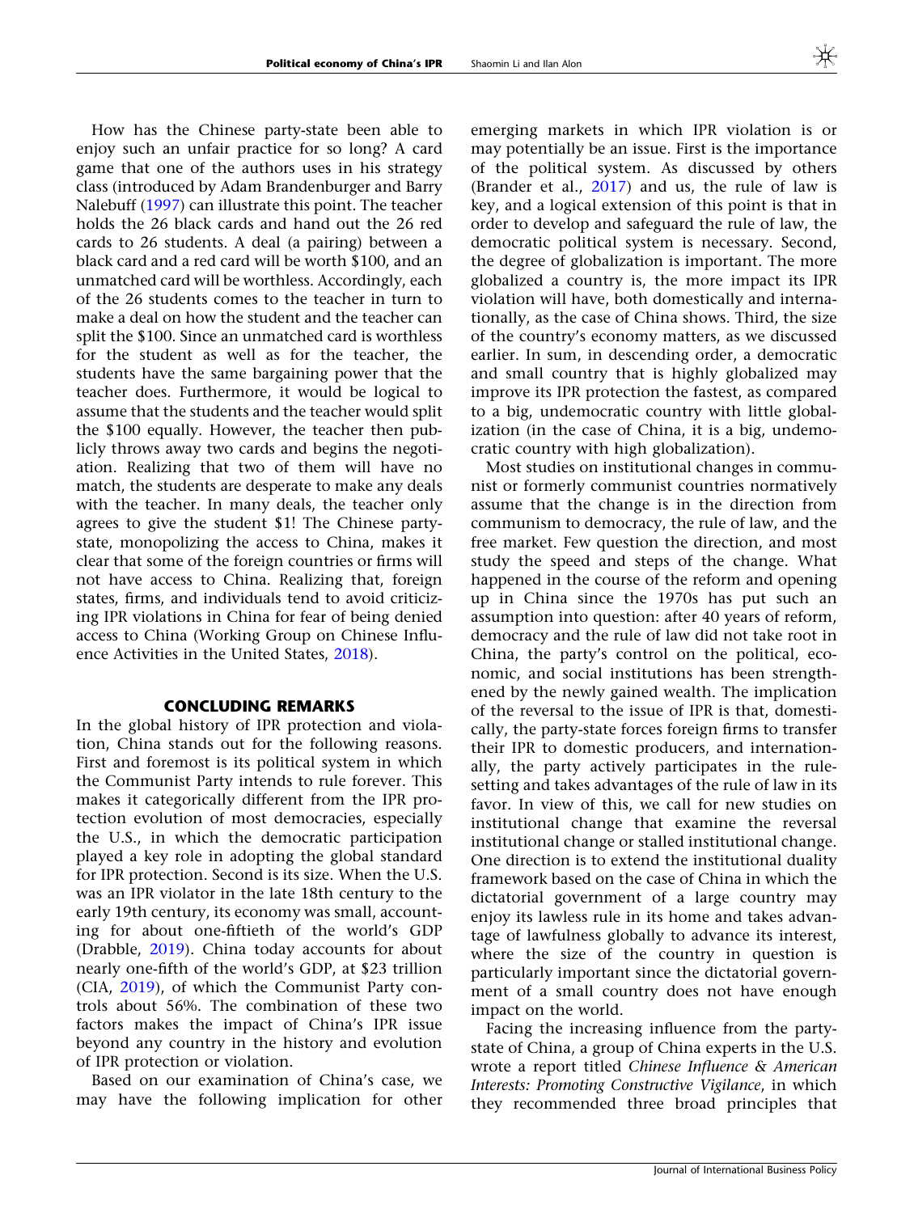How has the Chinese party-state been able to enjoy such an unfair practice for so long? A card game that one of the authors uses in his strategy class (introduced by Adam Brandenburger and Barry Nalebuff (1997) can illustrate this point. The teacher holds the 26 black cards and hand out the 26 red cards to 26 students. A deal (a pairing) between a black card and a red card will be worth $100, and an unmatched card will be worthless. Accordingly, each of the 26 students comes to the teacher in turn to make a deal on how the student and the teacher can split the $100. Since an unmatched card is worthless for the student as well as for the teacher, the students have the same bargaining power that the teacher does. Furthermore, it would be logical to assume that the students and the teacher would split the $100 equally. However, the teacher then publicly throws away two cards and begins the negotiation. Realizing that two of them will have no match, the students are desperate to make any deals with the teacher. In many deals, the teacher only agrees to give the student $1! The Chinese party-state, monopolizing the access to China, makes it clear that some of the foreign countries or firms will not have access to China. Realizing that, foreign states, firms, and individuals tend to avoid criticizing IPR violations in China for fear of being denied access to China (Working Group on Chinese Influence Activities in the United States, 2018).

## CONCLUDING REMARKS

In the global history of IPR protection and violation, China stands out for the following reasons. First and foremost is its political system in which the Communist Party intends to rule forever. This makes it categorically different from the IPR protection evolution of most democracies, especially the U.S., in which the democratic participation played a key role in adopting the global standard for IPR protection. Second is its size. When the U.S. was an IPR violator in the late 18th century to the early 19th century, its economy was small, accounting for about one-fiftieth of the world's GDP (Drabble, 2019). China today accounts for about nearly one-fifth of the world's GDP, at $23 trillion (CIA, 2019), of which the Communist Party controls about 56%. The combination of these two factors makes the impact of China's IPR issue beyond any country in the history and evolution of IPR protection or violation.

Based on our examination of China's case, we may have the following implication for other emerging markets in which IPR violation is or may potentially be an issue. First is the importance of the political system. As discussed by others (Brander et al., 2017) and us, the rule of law is key, and a logical extension of this point is that in order to develop and safeguard the rule of law, the democratic political system is necessary. Second, the degree of globalization is important. The more globalized a country is, the more impact its IPR violation will have, both domestically and internationally, as the case of China shows. Third, the size of the country's economy matters, as we discussed earlier. In sum, in descending order, a democratic and small country that is highly globalized may improve its IPR protection the fastest, as compared to a big, undemocratic country with little globalization (in the case of China, it is a big, undemocratic country with high globalization).

Most studies on institutional changes in communist or formerly communist countries normatively assume that the change is in the direction from communism to democracy, the rule of law, and the free market. Few question the direction, and most study the speed and steps of the change. What happened in the course of the reform and opening up in China since the 1970s has put such an assumption into question: after 40 years of reform, democracy and the rule of law did not take root in China, the party's control on the political, economic, and social institutions has been strengthened by the newly gained wealth. The implication of the reversal to the issue of IPR is that, domestically, the party-state forces foreign firms to transfer their IPR to domestic producers, and internationally, the party actively participates in the rule-setting and takes advantages of the rule of law in its favor. In view of this, we call for new studies on institutional change that examine the reversal institutional change or stalled institutional change. One direction is to extend the institutional duality framework based on the case of China in which the dictatorial government of a large country may enjoy its lawless rule in its home and takes advantage of lawfulness globally to advance its interest, where the size of the country in question is particularly important since the dictatorial government of a small country does not have enough impact on the world.

Facing the increasing influence from the party-state of China, a group of China experts in the U.S. wrote a report titled *Chinese Influence & American Interests: Promoting Constructive Vigilance*, in which they recommended three broad principles that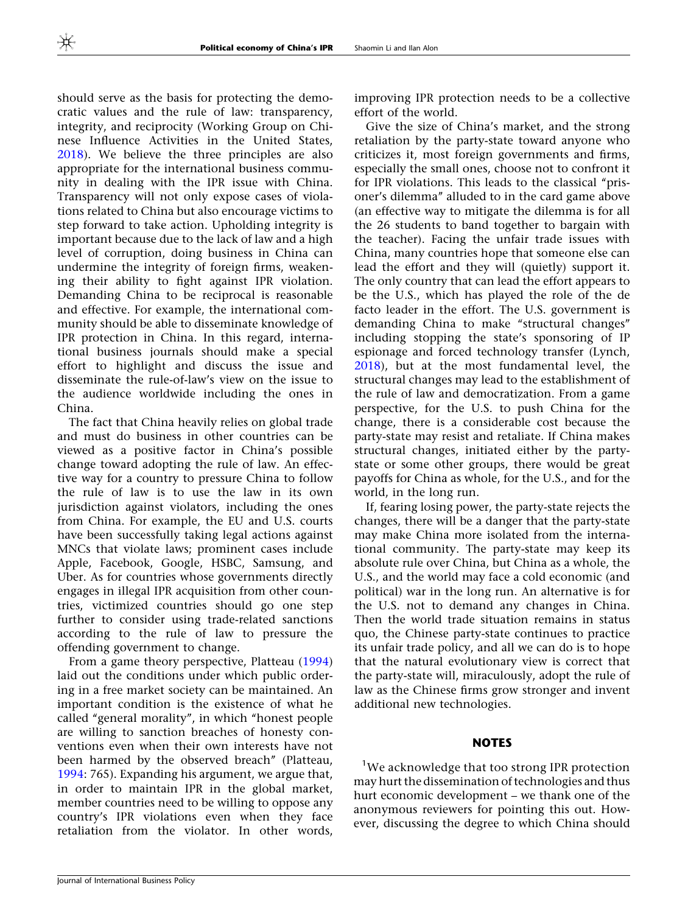should serve as the basis for protecting the democratic values and the rule of law: transparency, integrity, and reciprocity (Working Group on Chinese Influence Activities in the United States, 2018). We believe the three principles are also appropriate for the international business community in dealing with the IPR issue with China. Transparency will not only expose cases of violations related to China but also encourage victims to step forward to take action. Upholding integrity is important because due to the lack of law and a high level of corruption, doing business in China can undermine the integrity of foreign firms, weakening their ability to fight against IPR violation. Demanding China to be reciprocal is reasonable and effective. For example, the international community should be able to disseminate knowledge of IPR protection in China. In this regard, international business journals should make a special effort to highlight and discuss the issue and disseminate the rule-of-law's view on the issue to the audience worldwide including the ones in China.

The fact that China heavily relies on global trade and must do business in other countries can be viewed as a positive factor in China's possible change toward adopting the rule of law. An effective way for a country to pressure China to follow the rule of law is to use the law in its own jurisdiction against violators, including the ones from China. For example, the EU and U.S. courts have been successfully taking legal actions against MNCs that violate laws; prominent cases include Apple, Facebook, Google, HSBC, Samsung, and Uber. As for countries whose governments directly engages in illegal IPR acquisition from other countries, victimized countries should go one step further to consider using trade-related sanctions according to the rule of law to pressure the offending government to change.

From a game theory perspective, Platteau (1994) laid out the conditions under which public ordering in a free market society can be maintained. An important condition is the existence of what he called "general morality", in which "honest people are willing to sanction breaches of honesty conventions even when their own interests have not been harmed by the observed breach" (Platteau, 1994: 765). Expanding his argument, we argue that, in order to maintain IPR in the global market, member countries need to be willing to oppose any country's IPR violations even when they face retaliation from the violator. In other words, improving IPR protection needs to be a collective effort of the world.

Give the size of China's market, and the strong retaliation by the party-state toward anyone who criticizes it, most foreign governments and firms, especially the small ones, choose not to confront it for IPR violations. This leads to the classical "prisoner's dilemma" alluded to in the card game above (an effective way to mitigate the dilemma is for all the 26 students to band together to bargain with the teacher). Facing the unfair trade issues with China, many countries hope that someone else can lead the effort and they will (quietly) support it. The only country that can lead the effort appears to be the U.S., which has played the role of the de facto leader in the effort. The U.S. government is demanding China to make "structural changes" including stopping the state's sponsoring of IP espionage and forced technology transfer (Lynch, 2018), but at the most fundamental level, the structural changes may lead to the establishment of the rule of law and democratization. From a game perspective, for the U.S. to push China for the change, there is a considerable cost because the party-state may resist and retaliate. If China makes structural changes, initiated either by the party-state or some other groups, there would be great payoffs for China as whole, for the U.S., and for the world, in the long run.

If, fearing losing power, the party-state rejects the changes, there will be a danger that the party-state may make China more isolated from the international community. The party-state may keep its absolute rule over China, but China as a whole, the U.S., and the world may face a cold economic (and political) war in the long run. An alternative is for the U.S. not to demand any changes in China. Then the world trade situation remains in status quo, the Chinese party-state continues to practice its unfair trade policy, and all we can do is to hope that the natural evolutionary view is correct that the party-state will, miraculously, adopt the rule of law as the Chinese firms grow stronger and invent additional new technologies.

## NOTES

[1]We acknowledge that too strong IPR protection may hurt the dissemination of technologies and thus hurt economic development – we thank one of the anonymous reviewers for pointing this out. However, discussing the degree to which China should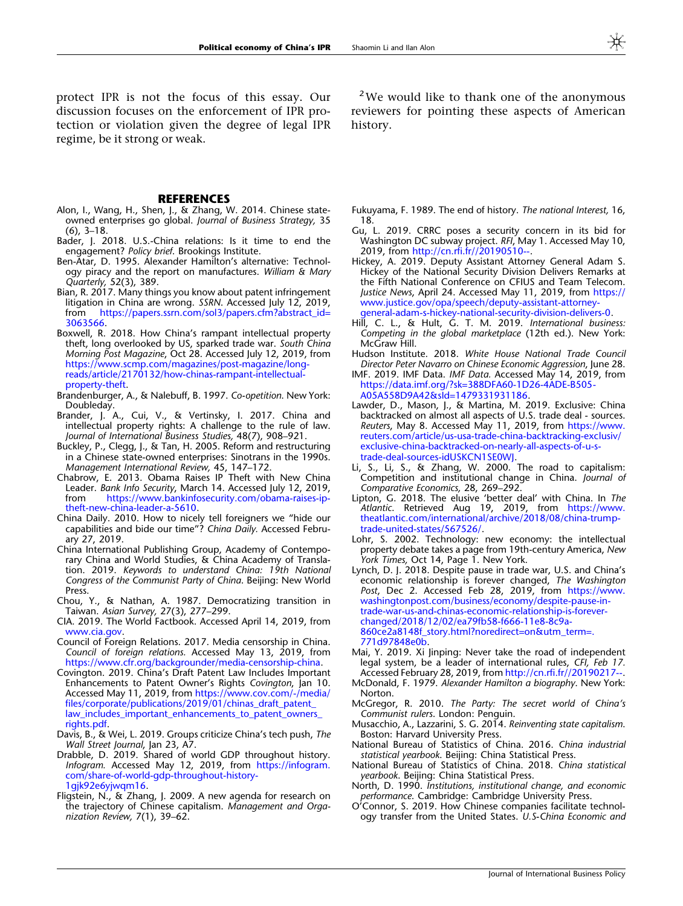protect IPR is not the focus of this essay. Our discussion focuses on the enforcement of IPR protection or violation given the degree of legal IPR regime, be it strong or weak.

[2]We would like to thank one of the anonymous reviewers for pointing these aspects of American history.

## REFERENCES

Alon, I., Wang, H., Shen, J., & Zhang, W. 2014. Chinese state-owned enterprises go global. *Journal of Business Strategy,* 35 (6), 3–18.

Bader, J. 2018. U.S.-China relations: Is it time to end the engagement? *Policy brief*. Brookings Institute.

Ben-Atar, D. 1995. Alexander Hamilton's alternative: Technology piracy and the report on manufactures. *William & Mary Quarterly,* 52(3), 389.

Bian, R. 2017. Many things you know about patent infringement litigation in China are wrong. *SSRN.* Accessed July 12, 2019, from https://papers.ssrn.com/sol3/papers.cfm?abstract_id=3063566.

Boxwell, R. 2018. How China's rampant intellectual property theft, long overlooked by US, sparked trade war. *South China Morning Post Magazine*, Oct 28. Accessed July 12, 2019, from https://www.scmp.com/magazines/post-magazine/long-reads/article/2170132/how-chinas-rampant-intellectual-property-theft.

Brandenburger, A., & Nalebuff, B. 1997. *Co-opetition.* New York: Doubleday.

Brander, J. A., Cui, V., & Vertinsky, I. 2017. China and intellectual property rights: A challenge to the rule of law. *Journal of International Business Studies,* 48(7), 908–921.

Buckley, P., Clegg, J., & Tan, H. 2005. Reform and restructuring in a Chinese state-owned enterprises: Sinotrans in the 1990s. *Management International Review,* 45, 147–172.

Chabrow, E. 2013. Obama Raises IP Theft with New China Leader. *Bank Info Security*, March 14. Accessed July 12, 2019, from https://www.bankinfosecurity.com/obama-raises-ip-theft-new-china-leader-a-5610.

China Daily. 2010. How to nicely tell foreigners we "hide our capabilities and bide our time"? *China Daily.* Accessed February 27, 2019.

China International Publishing Group, Academy of Contemporary China and World Studies, & China Academy of Translation. 2019. *Keywords to understand China: 19th National Congress of the Communist Party of China*. Beijing: New World Press.

Chou, Y., & Nathan, A. 1987. Democratizing transition in Taiwan. *Asian Survey,* 27(3), 277–299.

CIA. 2019. The World Factbook. Accessed April 14, 2019, from www.cia.gov.

Council of Foreign Relations. 2017. Media censorship in China. *Council of foreign relations.* Accessed May 13, 2019, from https://www.cfr.org/backgrounder/media-censorship-china.

Covington. 2019. China's Draft Patent Law Includes Important Enhancements to Patent Owner's Rights *Covington*, Jan 10. Accessed May 11, 2019, from https://www.cov.com/-/media/files/corporate/publications/2019/01/chinas_draft_patent_law_includes_important_enhancements_to_patent_owners_rights.pdf.

Davis, B., & Wei, L. 2019. Groups criticize China's tech push, *The Wall Street Journal*, Jan 23, A7.

Drabble, D. 2019. Shared of world GDP throughout history. *Infogram.* Accessed May 12, 2019, from https://infogram.com/share-of-world-gdp-throughout-history-1gjk92e6yjwqm16.

Fligstein, N., & Zhang, J. 2009. A new agenda for research on the trajectory of Chinese capitalism. *Management and Organization Review,* 7(1), 39–62.

Fukuyama, F. 1989. The end of history. *The national Interest,* 16, 18.

Gu, L. 2019. CRRC poses a security concern in its bid for Washington DC subway project. *RFI*, May 1. Accessed May 10, 2019, from http://cn.rfi.fr//20190510--.

Hickey, A. 2019. Deputy Assistant Attorney General Adam S. Hickey of the National Security Division Delivers Remarks at the Fifth National Conference on CFIUS and Team Telecom. *Justice News*, April 24. Accessed May 11, 2019, from https://www.justice.gov/opa/speech/deputy-assistant-attorney-general-adam-s-hickey-national-security-division-delivers-0.

Hill, C. L., & Hult, G. T. M. 2019. *International business: Competing in the global marketplace* (12th ed.). New York: McGraw Hill.

Hudson Institute. 2018. *White House National Trade Council Director Peter Navarro on Chinese Economic Aggression*, June 28.

IMF. 2019. IMF Data. *IMF Data.* Accessed May 14, 2019, from https://data.imf.org/?sk=388DFA60-1D26-4ADE-B505-A05A558D9A42&sId=1479331931186.

Lawder, D., Mason, J., & Martina, M. 2019. Exclusive: China backtracked on almost all aspects of U.S. trade deal - sources. *Reuters*, May 8. Accessed May 11, 2019, from https://www.reuters.com/article/us-usa-trade-china-backtracking-exclusiv/exclusive-china-backtracked-on-nearly-all-aspects-of-u-s-trade-deal-sources-idUSKCN1SE0WJ.

Li, S., Li, S., & Zhang, W. 2000. The road to capitalism: Competition and institutional change in China. *Journal of Comparative Economics,* 28, 269–292.

Lipton, G. 2018. The elusive 'better deal' with China. In *The Atlantic.* Retrieved Aug 19, 2019, from https://www.theatlantic.com/international/archive/2018/08/china-trump-trade-united-states/567526/.

Lohr, S. 2002. Technology: new economy: the intellectual property debate takes a page from 19th-century America, *New York Times,* Oct 14, Page 1. New York.

Lynch, D. J. 2018. Despite pause in trade war, U.S. and China's economic relationship is forever changed, *The Washington Post*, Dec 2. Accessed Feb 28, 2019, from https://www.washingtonpost.com/business/economy/despite-pause-in-trade-war-us-and-chinas-economic-relationship-is-forever-changed/2018/12/02/ea79fb58-f666-11e8-8c9a-860ce2a8148f_story.html?noredirect=on&utm_term=.771d97848e0b.

Mai, Y. 2019. Xi Jinping: Never take the road of independent legal system, be a leader of international rules, *CFI, Feb 17.* Accessed February 28, 2019, from http://cn.rfi.fr//20190217--.

McDonald, F. 1979. *Alexander Hamilton a biography*. New York: Norton.

McGregor, R. 2010. *The Party: The secret world of China's Communist rulers*. London: Penguin.

Musacchio, A., Lazzarini, S. G. 2014. *Reinventing state capitalism*. Boston: Harvard University Press.

National Bureau of Statistics of China. 2016. *China industrial statistical yearbook*. Beijing: China Statistical Press.

National Bureau of Statistics of China. 2018. *China statistical yearbook*. Beijing: China Statistical Press.

North, D. 1990. *Institutions, institutional change, and economic performance*. Cambridge: Cambridge University Press.

O'Connor, S. 2019. How Chinese companies facilitate technology transfer from the United States. *U.S-China Economic and*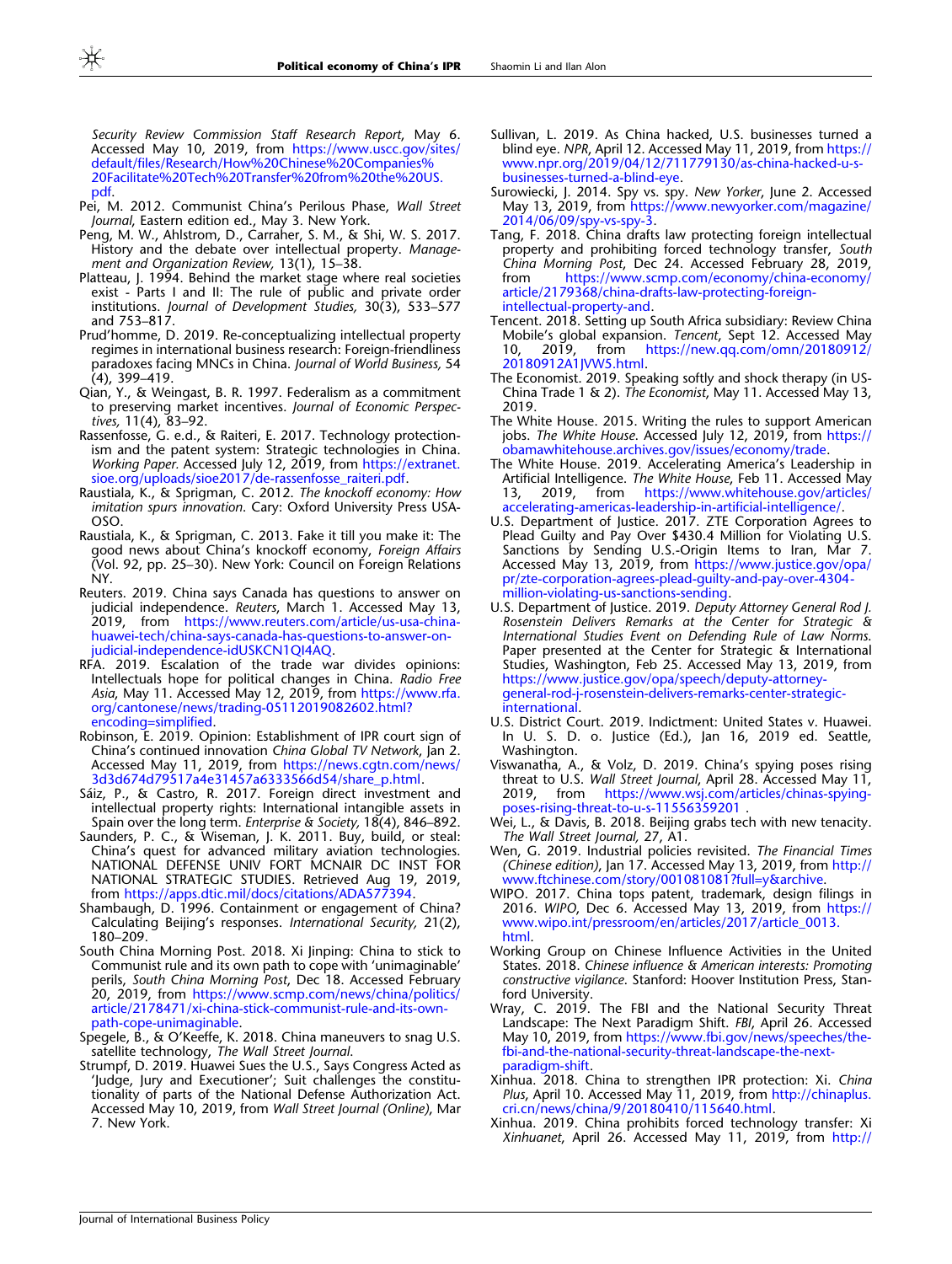*Security Review Commission Staff Research Report*, May 6. Accessed May 10, 2019, from https://www.uscc.gov/sites/default/files/Research/How%20Chinese%20Companies%20Facilitate%20Tech%20Transfer%20from%20the%20US.pdf.

Pei, M. 2012. Communist China's Perilous Phase, *Wall Street Journal*, Eastern edition ed., May 3. New York.

Peng, M. W., Ahlstrom, D., Carraher, S. M., & Shi, W. S. 2017. History and the debate over intellectual property. *Management and Organization Review*, 13(1), 15–38.

Platteau, J. 1994. Behind the market stage where real societies exist - Parts I and II: The rule of public and private order institutions. *Journal of Development Studies*, 30(3), 533–577 and 753–817.

Prud'homme, D. 2019. Re-conceptualizing intellectual property regimes in international business research: Foreign-friendliness paradoxes facing MNCs in China. *Journal of World Business*, 54 (4), 399–419.

Qian, Y., & Weingast, B. R. 1997. Federalism as a commitment to preserving market incentives. *Journal of Economic Perspectives*, 11(4), 83–92.

Rassenfosse, G. e.d., & Raiteri, E. 2017. Technology protectionism and the patent system: Strategic technologies in China. *Working Paper*. Accessed July 12, 2019, from https://extranet.sioe.org/uploads/sioe2017/de-rassenfosse_raiteri.pdf.

Raustiala, K., & Sprigman, C. 2012. *The knockoff economy: How imitation spurs innovation*. Cary: Oxford University Press USA-OSO.

Raustiala, K., & Sprigman, C. 2013. Fake it till you make it: The good news about China's knockoff economy, *Foreign Affairs* (Vol. 92, pp. 25–30). New York: Council on Foreign Relations NY.

Reuters. 2019. China says Canada has questions to answer on judicial independence. *Reuters*, March 1. Accessed May 13, 2019, from https://www.reuters.com/article/us-usa-china-huawei-tech/china-says-canada-has-questions-to-answer-on-judicial-independence-idUSKCN1QI4AQ.

RFA. 2019. Escalation of the trade war divides opinions: Intellectuals hope for political changes in China. *Radio Free Asia*, May 11. Accessed May 12, 2019, from https://www.rfa.org/cantonese/news/trading-05112019082602.html?encoding=simplified.

Robinson, E. 2019. Opinion: Establishment of IPR court sign of China's continued innovation *China Global TV Network*, Jan 2. Accessed May 11, 2019, from https://news.cgtn.com/news/3d3d674d79517a4e31457a6333566d54/share_p.html.

Sáiz, P., & Castro, R. 2017. Foreign direct investment and intellectual property rights: International intangible assets in Spain over the long term. *Enterprise & Society*, 18(4), 846–892.

Saunders, P. C., & Wiseman, J. K. 2011. Buy, build, or steal: China's quest for advanced military aviation technologies. NATIONAL DEFENSE UNIV FORT MCNAIR DC INST FOR NATIONAL STRATEGIC STUDIES. Retrieved Aug 19, 2019, from https://apps.dtic.mil/docs/citations/ADA577394.

Shambaugh, D. 1996. Containment or engagement of China? Calculating Beijing's responses. *International Security*, 21(2), 180–209.

South China Morning Post. 2018. Xi Jinping: China to stick to Communist rule and its own path to cope with 'unimaginable' perils, *South China Morning Post*, Dec 18. Accessed February 20, 2019, from https://www.scmp.com/news/china/politics/article/2178471/xi-china-stick-communist-rule-and-its-own-path-cope-unimaginable.

Spegele, B., & O'Keeffe, K. 2018. China maneuvers to snag U.S. satellite technology, *The Wall Street Journal*.

Strumpf, D. 2019. Huawei Sues the U.S., Says Congress Acted as 'Judge, Jury and Executioner'; Suit challenges the constitutionality of parts of the National Defense Authorization Act. Accessed May 10, 2019, from *Wall Street Journal (Online)*, Mar 7. New York.

Sullivan, L. 2019. As China hacked, U.S. businesses turned a blind eye. *NPR*, April 12. Accessed May 11, 2019, from https://www.npr.org/2019/04/12/711779130/as-china-hacked-u-s-businesses-turned-a-blind-eye.

Surowiecki, J. 2014. Spy vs. spy. *New Yorker*, June 2. Accessed May 13, 2019, from https://www.newyorker.com/magazine/2014/06/09/spy-vs-spy-3.

Tang, F. 2018. China drafts law protecting foreign intellectual property and prohibiting forced technology transfer, *South China Morning Post*, Dec 24. Accessed February 28, 2019, from https://www.scmp.com/economy/china-economy/article/2179368/china-drafts-law-protecting-foreign-intellectual-property-and.

Tencent. 2018. Setting up South Africa subsidiary: Review China Mobile's global expansion. *Tencent*, Sept 12. Accessed May 10, 2019, from https://new.qq.com/omn/20180912/20180912A1JVW5.html.

The Economist. 2019. Speaking softly and shock therapy (in US-China Trade 1 & 2). *The Economist*, May 11. Accessed May 13, 2019.

The White House. 2015. Writing the rules to support American jobs. *The White House*. Accessed July 12, 2019, from https://obamawhitehouse.archives.gov/issues/economy/trade.

The White House. 2019. Accelerating America's Leadership in Artificial Intelligence. *The White House*, Feb 11. Accessed May 13, 2019, from https://www.whitehouse.gov/articles/accelerating-americas-leadership-in-artificial-intelligence/.

U.S. Department of Justice. 2017. ZTE Corporation Agrees to Plead Guilty and Pay Over $430.4 Million for Violating U.S. Sanctions by Sending U.S.-Origin Items to Iran, Mar 7. Accessed May 13, 2019, from https://www.justice.gov/opa/pr/zte-corporation-agrees-plead-guilty-and-pay-over-4304-million-violating-us-sanctions-sending.

U.S. Department of Justice. 2019. *Deputy Attorney General Rod J. Rosenstein Delivers Remarks at the Center for Strategic & International Studies Event on Defending Rule of Law Norms.* Paper presented at the Center for Strategic & International Studies, Washington, Feb 25. Accessed May 13, 2019, from https://www.justice.gov/opa/speech/deputy-attorney-general-rod-j-rosenstein-delivers-remarks-center-strategic-international.

U.S. District Court. 2019. Indictment: United States v. Huawei. In U. S. D. o. Justice (Ed.), Jan 16, 2019 ed. Seattle, Washington.

Viswanatha, A., & Volz, D. 2019. China's spying poses rising threat to U.S. *Wall Street Journal*, April 28. Accessed May 11, 2019, from https://www.wsj.com/articles/chinas-spying-poses-rising-threat-to-u-s-11556359201 .

Wei, L., & Davis, B. 2018. Beijing grabs tech with new tenacity. *The Wall Street Journal*, 27, A1.

Wen, G. 2019. Industrial policies revisited. *The Financial Times (Chinese edition)*, Jan 17. Accessed May 13, 2019, from http://www.ftchinese.com/story/001081081?full=y&archive.

WIPO. 2017. China tops patent, trademark, design filings in 2016. *WIPO*, Dec 6. Accessed May 13, 2019, from https://www.wipo.int/pressroom/en/articles/2017/article_0013.html.

Working Group on Chinese Influence Activities in the United States. 2018. *Chinese influence & American interests: Promoting constructive vigilance*. Stanford: Hoover Institution Press, Stanford University.

Wray, C. 2019. The FBI and the National Security Threat Landscape: The Next Paradigm Shift. *FBI*, April 26. Accessed May 10, 2019, from https://www.fbi.gov/news/speeches/the-fbi-and-the-national-security-threat-landscape-the-next-paradigm-shift.

Xinhua. 2018. China to strengthen IPR protection: Xi. *China Plus*, April 10. Accessed May 11, 2019, from http://chinaplus.cri.cn/news/china/9/20180410/115640.html.

Xinhua. 2019. China prohibits forced technology transfer: Xi *Xinhuanet*, April 26. Accessed May 11, 2019, from http://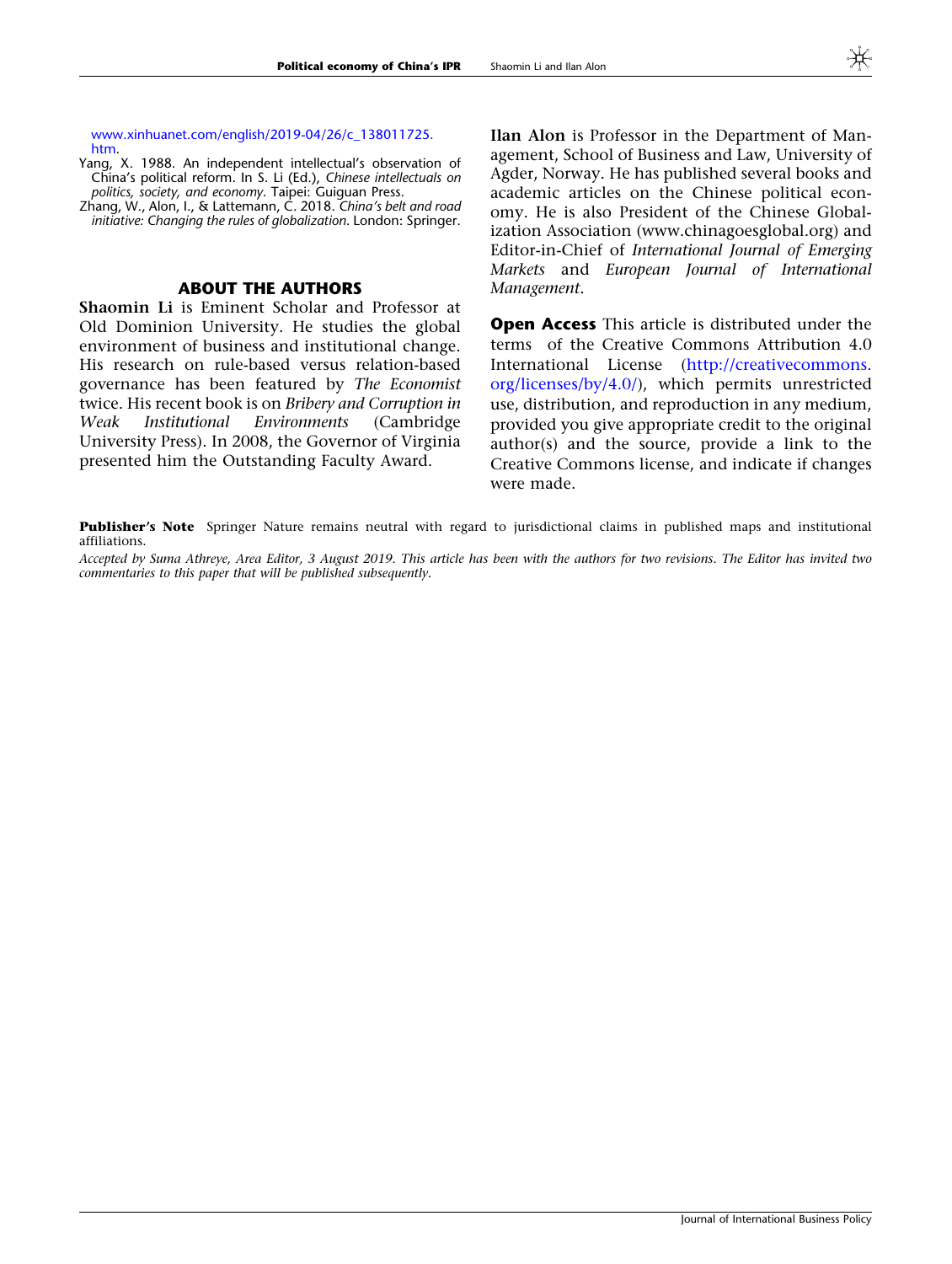www.xinhuanet.com/english/2019-04/26/c_138011725.htm.

Yang, X. 1988. An independent intellectual's observation of China's political reform. In S. Li (Ed.), *Chinese intellectuals on politics, society, and economy*. Taipei: Guiguan Press.

Zhang, W., Alon, I., & Lattemann, C. 2018. *China's belt and road initiative: Changing the rules of globalization*. London: Springer.

## ABOUT THE AUTHORS

**Shaomin Li** is Eminent Scholar and Professor at Old Dominion University. He studies the global environment of business and institutional change. His research on rule-based versus relation-based governance has been featured by *The Economist* twice. His recent book is on *Bribery and Corruption in Weak Institutional Environments* (Cambridge University Press). In 2008, the Governor of Virginia presented him the Outstanding Faculty Award.

**Ilan Alon** is Professor in the Department of Management, School of Business and Law, University of Agder, Norway. He has published several books and academic articles on the Chinese political economy. He is also President of the Chinese Globalization Association (www.chinagoesglobal.org) and Editor-in-Chief of *International Journal of Emerging Markets* and *European Journal of International Management*.

**Open Access** This article is distributed under the terms of the Creative Commons Attribution 4.0 International License (http://creativecommons.org/licenses/by/4.0/), which permits unrestricted use, distribution, and reproduction in any medium, provided you give appropriate credit to the original author(s) and the source, provide a link to the Creative Commons license, and indicate if changes were made.

**Publisher's Note** Springer Nature remains neutral with regard to jurisdictional claims in published maps and institutional affiliations.

*Accepted by Suma Athreye, Area Editor, 3 August 2019. This article has been with the authors for two revisions. The Editor has invited two commentaries to this paper that will be published subsequently.*